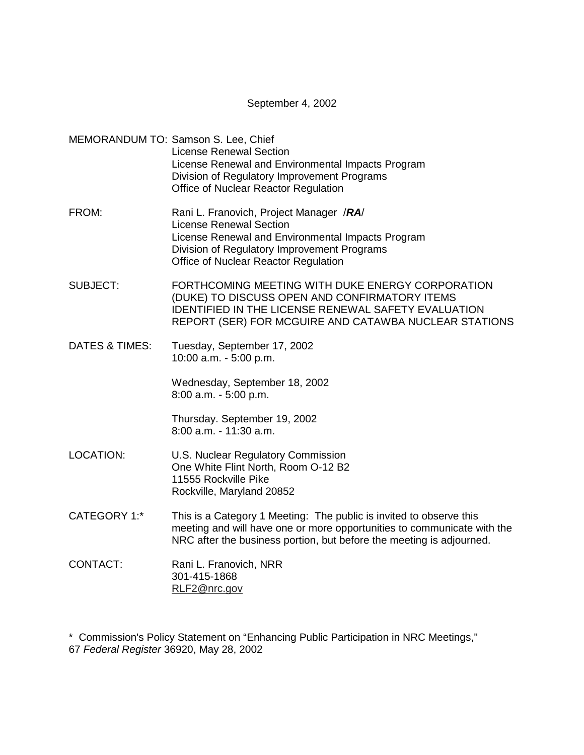September 4, 2002

MEMORANDUM TO: Samson S. Lee, Chief
License Renewal Section
License Renewal and Environmental Impacts Program
Division of Regulatory Improvement Programs
Office of Nuclear Reactor Regulation

FROM: Rani L. Franovich, Project Manager /***RA***/
License Renewal Section
License Renewal and Environmental Impacts Program
Division of Regulatory Improvement Programs
Office of Nuclear Reactor Regulation

SUBJECT: FORTHCOMING MEETING WITH DUKE ENERGY CORPORATION (DUKE) TO DISCUSS OPEN AND CONFIRMATORY ITEMS IDENTIFIED IN THE LICENSE RENEWAL SAFETY EVALUATION REPORT (SER) FOR MCGUIRE AND CATAWBA NUCLEAR STATIONS

DATES & TIMES: Tuesday, September 17, 2002
10:00 a.m. - 5:00 p.m.

Wednesday, September 18, 2002
8:00 a.m. - 5:00 p.m.

Thursday. September 19, 2002
8:00 a.m. - 11:30 a.m.

LOCATION: U.S. Nuclear Regulatory Commission
One White Flint North, Room O-12 B2
11555 Rockville Pike
Rockville, Maryland 20852

CATEGORY 1:* This is a Category 1 Meeting: The public is invited to observe this meeting and will have one or more opportunities to communicate with the NRC after the business portion, but before the meeting is adjourned.

CONTACT: Rani L. Franovich, NRR
301-415-1868
RLF2@nrc.gov

\* Commission's Policy Statement on "Enhancing Public Participation in NRC Meetings," 67 *Federal Register* 36920, May 28, 2002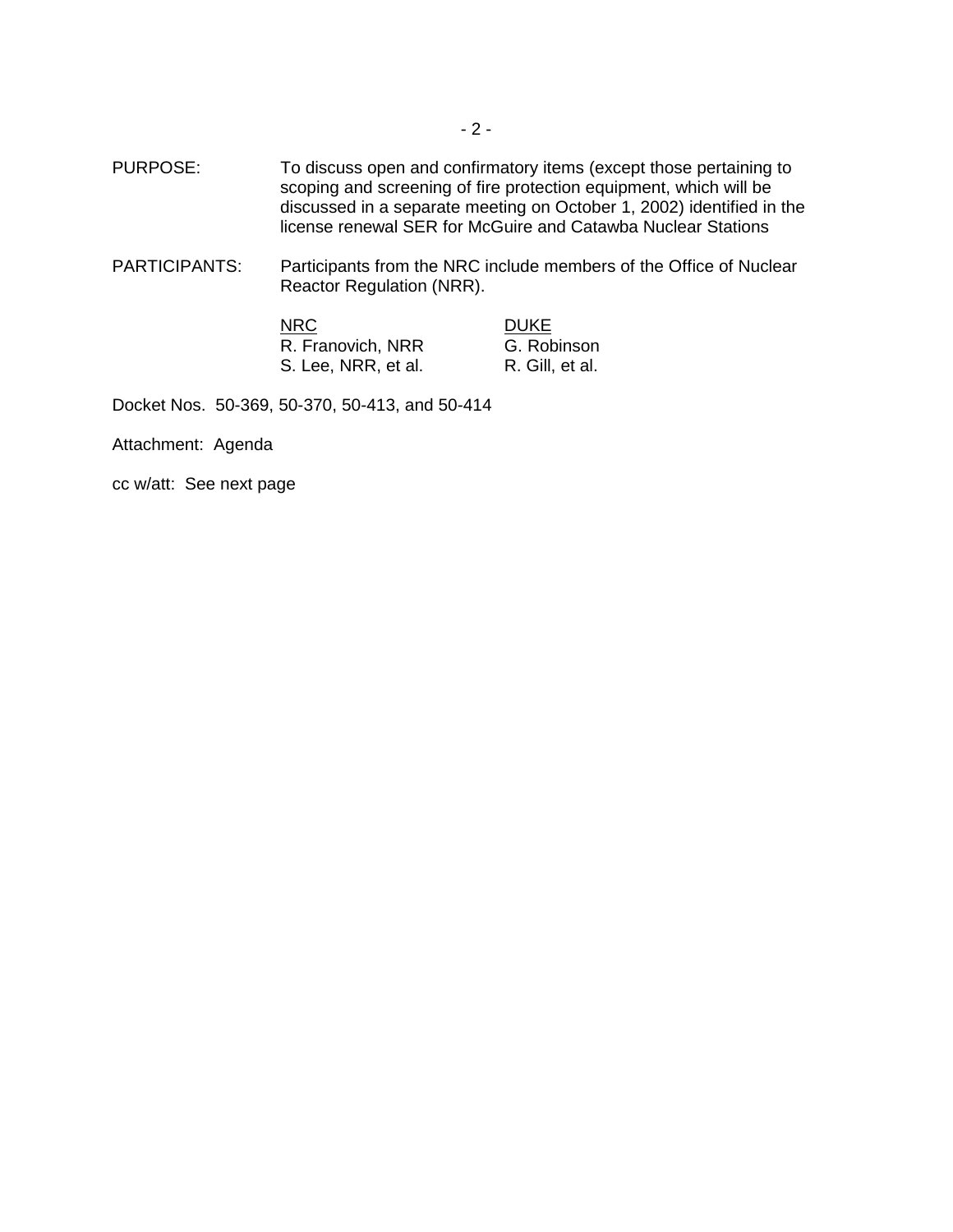PURPOSE: To discuss open and confirmatory items (except those pertaining to scoping and screening of fire protection equipment, which will be discussed in a separate meeting on October 1, 2002) identified in the license renewal SER for McGuire and Catawba Nuclear Stations

PARTICIPANTS: Participants from the NRC include members of the Office of Nuclear Reactor Regulation (NRR).

| NRC | DUKE |
| --- | --- |
| R. Franovich, NRR | G. Robinson |
| S. Lee, NRR, et al. | R. Gill, et al. |

Docket Nos. 50-369, 50-370, 50-413, and 50-414

Attachment: Agenda

cc w/att: See next page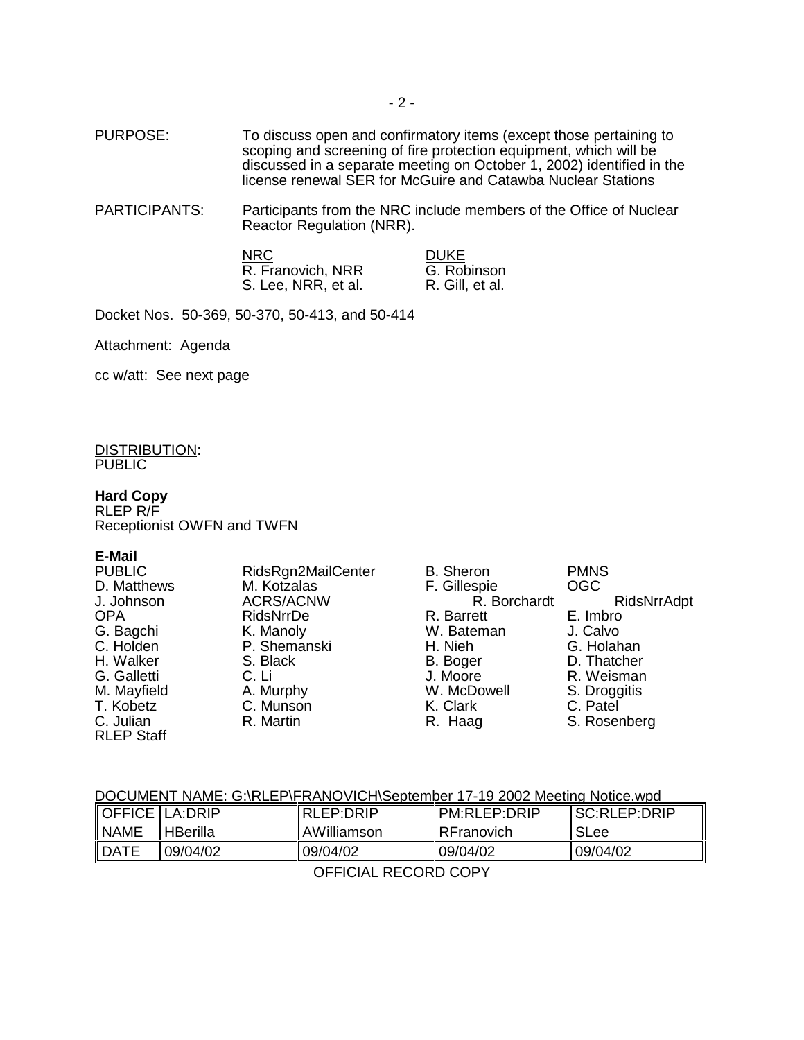PURPOSE: To discuss open and confirmatory items (except those pertaining to scoping and screening of fire protection equipment, which will be discussed in a separate meeting on October 1, 2002) identified in the license renewal SER for McGuire and Catawba Nuclear Stations

PARTICIPANTS: Participants from the NRC include members of the Office of Nuclear Reactor Regulation (NRR).

| NRC | DUKE |
|---|---|
| R. Franovich, NRR | G. Robinson |
| S. Lee, NRR, et al. | R. Gill, et al. |

Docket Nos. 50-369, 50-370, 50-413, and 50-414

Attachment: Agenda

cc w/att: See next page

DISTRIBUTION:
PUBLIC

**Hard Copy**
RLEP R/F
Receptionist OWFN and TWFN

**E-Mail**

| | | | |
|---|---|---|---|
| PUBLIC | RidsRgn2MailCenter | B. Sheron | PMNS |
| D. Matthews | M. Kotzalas | F. Gillespie | OGC |
| J. Johnson | ACRS/ACNW | R. Borchardt | RidsNrrAdpt |
| OPA | RidsNrrDe | R. Barrett | E. Imbro |
| G. Bagchi | K. Manoly | W. Bateman | J. Calvo |
| C. Holden | P. Shemanski | H. Nieh | G. Holahan |
| H. Walker | S. Black | B. Boger | D. Thatcher |
| G. Galletti | C. Li | J. Moore | R. Weisman |
| M. Mayfield | A. Murphy | W. McDowell | S. Droggitis |
| T. Kobetz | C. Munson | K. Clark | C. Patel |
| C. Julian | R. Martin | R. Haag | S. Rosenberg |
| RLEP Staff | | | |

DOCUMENT NAME: G:\RLEP\FRANOVICH\September 17-19 2002 Meeting Notice.wpd

| OFFICE | LA:DRIP | RLEP:DRIP | PM:RLEP:DRIP | SC:RLEP:DRIP |
|---|---|---|---|---|
| NAME | HBerilla | AWilliamson | RFranovich | SLee |
| DATE | 09/04/02 | 09/04/02 | 09/04/02 | 09/04/02 |

OFFICIAL RECORD COPY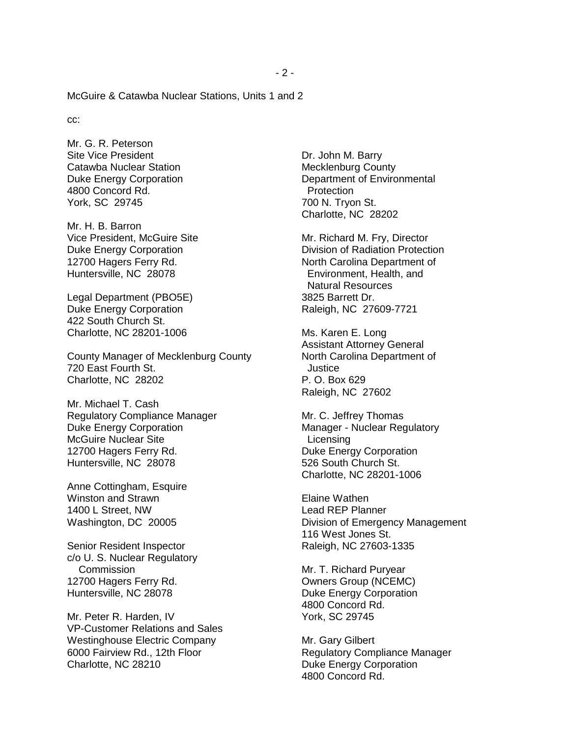McGuire & Catawba Nuclear Stations, Units 1 and 2

cc:

Mr. G. R. Peterson
Site Vice President
Catawba Nuclear Station
Duke Energy Corporation
4800 Concord Rd.
York, SC 29745

Mr. H. B. Barron
Vice President, McGuire Site
Duke Energy Corporation
12700 Hagers Ferry Rd.
Huntersville, NC 28078

Legal Department (PBO5E)
Duke Energy Corporation
422 South Church St.
Charlotte, NC 28201-1006

County Manager of Mecklenburg County
720 East Fourth St.
Charlotte, NC 28202

Mr. Michael T. Cash
Regulatory Compliance Manager
Duke Energy Corporation
McGuire Nuclear Site
12700 Hagers Ferry Rd.
Huntersville, NC 28078

Anne Cottingham, Esquire
Winston and Strawn
1400 L Street, NW
Washington, DC 20005

Senior Resident Inspector
c/o U. S. Nuclear Regulatory Commission
12700 Hagers Ferry Rd.
Huntersville, NC 28078

Mr. Peter R. Harden, IV
VP-Customer Relations and Sales
Westinghouse Electric Company
6000 Fairview Rd., 12th Floor
Charlotte, NC 28210

Dr. John M. Barry
Mecklenburg County
Department of Environmental Protection
700 N. Tryon St.
Charlotte, NC 28202

Mr. Richard M. Fry, Director
Division of Radiation Protection
North Carolina Department of Environment, Health, and Natural Resources
3825 Barrett Dr.
Raleigh, NC 27609-7721

Ms. Karen E. Long
Assistant Attorney General
North Carolina Department of Justice
P. O. Box 629
Raleigh, NC 27602

Mr. C. Jeffrey Thomas
Manager - Nuclear Regulatory Licensing
Duke Energy Corporation
526 South Church St.
Charlotte, NC 28201-1006

Elaine Wathen
Lead REP Planner
Division of Emergency Management
116 West Jones St.
Raleigh, NC 27603-1335

Mr. T. Richard Puryear
Owners Group (NCEMC)
Duke Energy Corporation
4800 Concord Rd.
York, SC 29745

Mr. Gary Gilbert
Regulatory Compliance Manager
Duke Energy Corporation
4800 Concord Rd.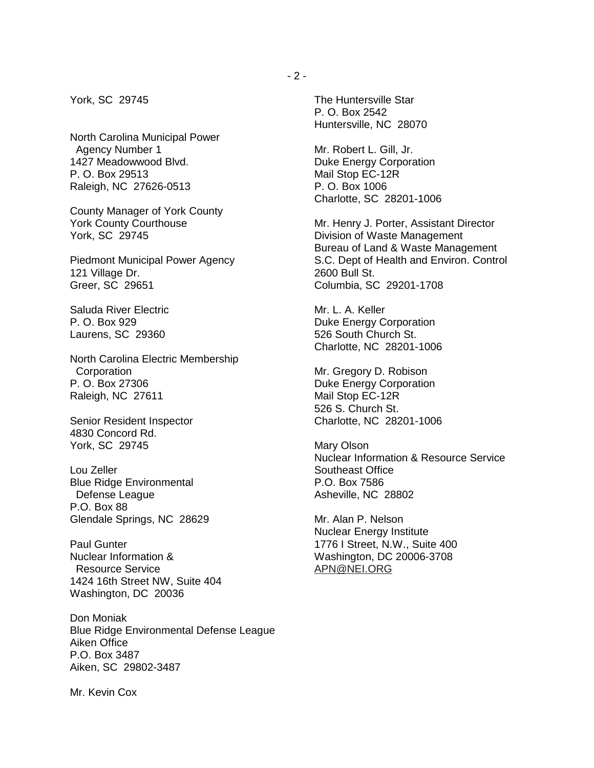York, SC 29745

North Carolina Municipal Power
Agency Number 1
1427 Meadowwood Blvd.
P. O. Box 29513
Raleigh, NC 27626-0513

County Manager of York County
York County Courthouse
York, SC 29745

Piedmont Municipal Power Agency
121 Village Dr.
Greer, SC 29651

Saluda River Electric
P. O. Box 929
Laurens, SC 29360

North Carolina Electric Membership
Corporation
P. O. Box 27306
Raleigh, NC 27611

Senior Resident Inspector
4830 Concord Rd.
York, SC 29745

Lou Zeller
Blue Ridge Environmental
Defense League
P.O. Box 88
Glendale Springs, NC 28629

Paul Gunter
Nuclear Information &
Resource Service
1424 16th Street NW, Suite 404
Washington, DC 20036

Don Moniak
Blue Ridge Environmental Defense League
Aiken Office
P.O. Box 3487
Aiken, SC 29802-3487

Mr. Kevin Cox

The Huntersville Star
P. O. Box 2542
Huntersville, NC 28070

Mr. Robert L. Gill, Jr.
Duke Energy Corporation
Mail Stop EC-12R
P. O. Box 1006
Charlotte, SC 28201-1006

Mr. Henry J. Porter, Assistant Director
Division of Waste Management
Bureau of Land & Waste Management
S.C. Dept of Health and Environ. Control
2600 Bull St.
Columbia, SC 29201-1708

Mr. L. A. Keller
Duke Energy Corporation
526 South Church St.
Charlotte, NC 28201-1006

Mr. Gregory D. Robison
Duke Energy Corporation
Mail Stop EC-12R
526 S. Church St.
Charlotte, NC 28201-1006

Mary Olson
Nuclear Information & Resource Service
Southeast Office
P.O. Box 7586
Asheville, NC 28802

Mr. Alan P. Nelson
Nuclear Energy Institute
1776 I Street, N.W., Suite 400
Washington, DC 20006-3708
APN@NEI.ORG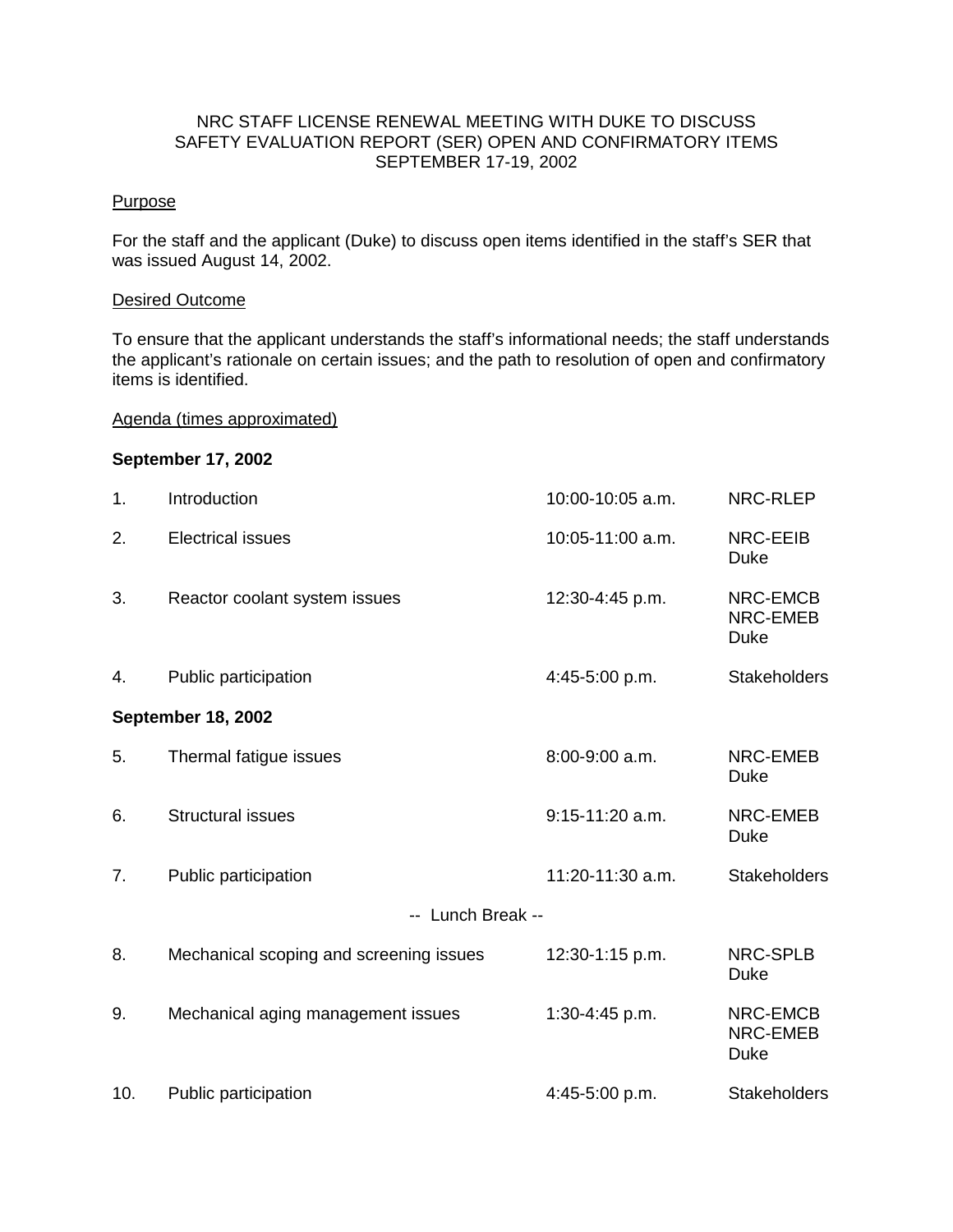NRC STAFF LICENSE RENEWAL MEETING WITH DUKE TO DISCUSS
SAFETY EVALUATION REPORT (SER) OPEN AND CONFIRMATORY ITEMS
SEPTEMBER 17-19, 2002

Purpose

For the staff and the applicant (Duke) to discuss open items identified in the staff's SER that was issued August 14, 2002.

Desired Outcome

To ensure that the applicant understands the staff's informational needs; the staff understands the applicant's rationale on certain issues; and the path to resolution of open and confirmatory items is identified.

Agenda (times approximated)

**September 17, 2002**

| | | | |
|---|---|---|---|
| 1. | Introduction | 10:00-10:05 a.m. | NRC-RLEP |
| 2. | Electrical issues | 10:05-11:00 a.m. | NRC-EEIB<br>Duke |
| 3. | Reactor coolant system issues | 12:30-4:45 p.m. | NRC-EMCB<br>NRC-EMEB<br>Duke |
| 4. | Public participation | 4:45-5:00 p.m. | Stakeholders |

**September 18, 2002**

| | | | |
|---|---|---|---|
| 5. | Thermal fatigue issues | 8:00-9:00 a.m. | NRC-EMEB<br>Duke |
| 6. | Structural issues | 9:15-11:20 a.m. | NRC-EMEB<br>Duke |
| 7. | Public participation | 11:20-11:30 a.m. | Stakeholders |
| | -- Lunch Break -- | | |
| 8. | Mechanical scoping and screening issues | 12:30-1:15 p.m. | NRC-SPLB<br>Duke |
| 9. | Mechanical aging management issues | 1:30-4:45 p.m. | NRC-EMCB<br>NRC-EMEB<br>Duke |
| 10. | Public participation | 4:45-5:00 p.m. | Stakeholders |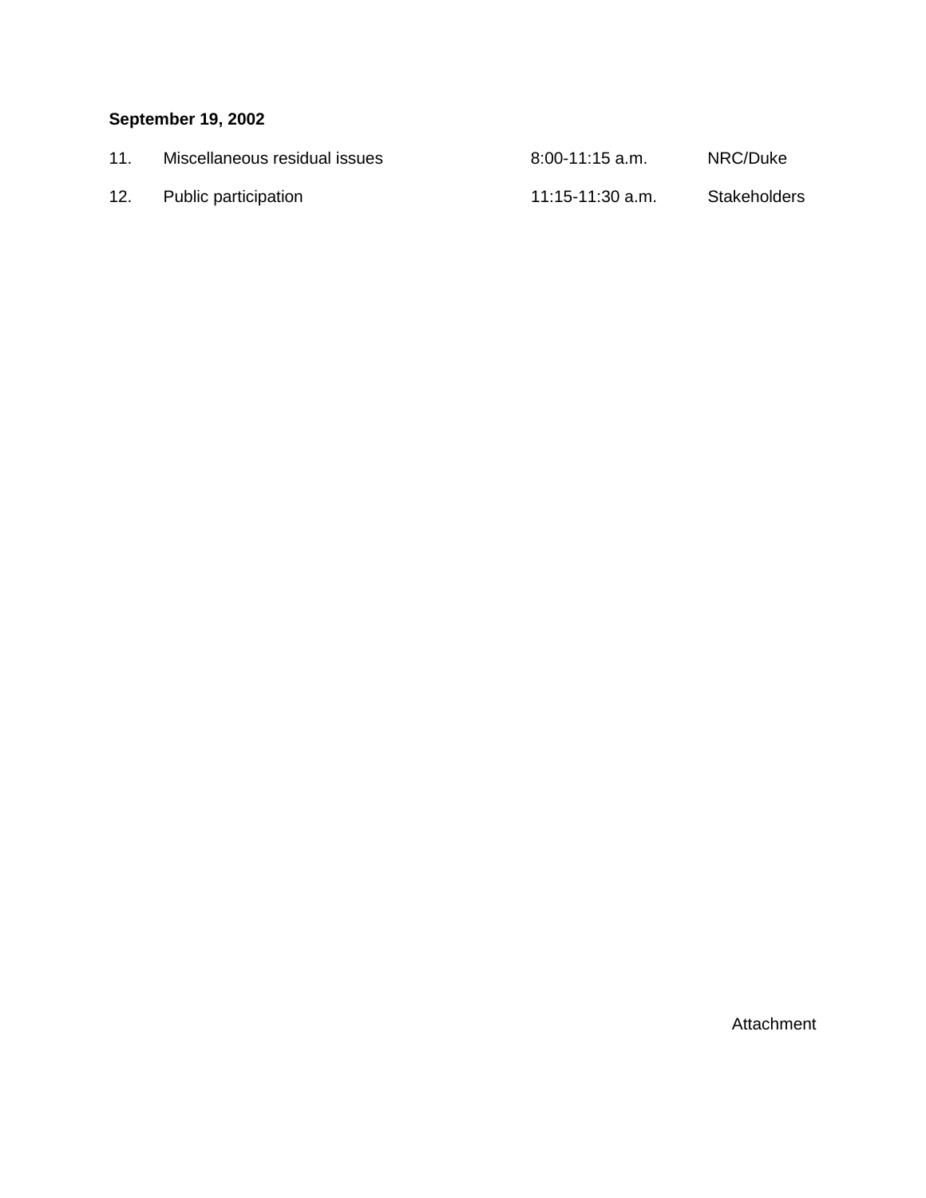**September 19, 2002**

| | | | |
|---|---|---|---|
| 11. | Miscellaneous residual issues | 8:00-11:15 a.m. | NRC/Duke |
| 12. | Public participation | 11:15-11:30 a.m. | Stakeholders |

Attachment